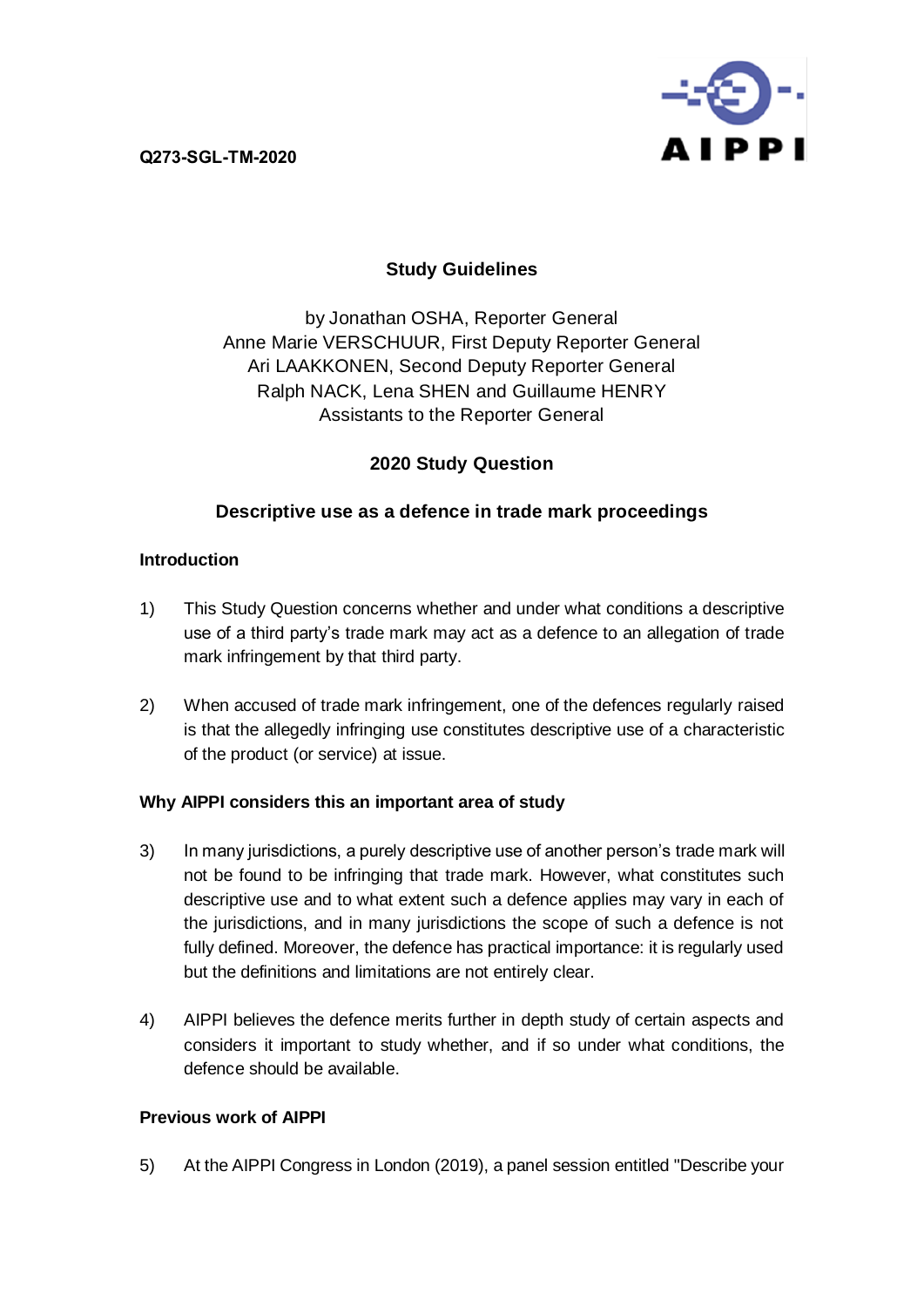**Q273-SGL-TM-2020**

AIPPI

## Study Guidelines

by Jonathan OSHA, Reporter General
Anne Marie VERSCHUUR, First Deputy Reporter General
Ari LAAKKONEN, Second Deputy Reporter General
Ralph NACK, Lena SHEN and Guillaume HENRY
Assistants to the Reporter General

## 2020 Study Question

## Descriptive use as a defence in trade mark proceedings

### Introduction

1) This Study Question concerns whether and under what conditions a descriptive use of a third party's trade mark may act as a defence to an allegation of trade mark infringement by that third party.

2) When accused of trade mark infringement, one of the defences regularly raised is that the allegedly infringing use constitutes descriptive use of a characteristic of the product (or service) at issue.

### Why AIPPI considers this an important area of study

3) In many jurisdictions, a purely descriptive use of another person's trade mark will not be found to be infringing that trade mark. However, what constitutes such descriptive use and to what extent such a defence applies may vary in each of the jurisdictions, and in many jurisdictions the scope of such a defence is not fully defined. Moreover, the defence has practical importance: it is regularly used but the definitions and limitations are not entirely clear.

4) AIPPI believes the defence merits further in depth study of certain aspects and considers it important to study whether, and if so under what conditions, the defence should be available.

### Previous work of AIPPI

5) At the AIPPI Congress in London (2019), a panel session entitled "Describe your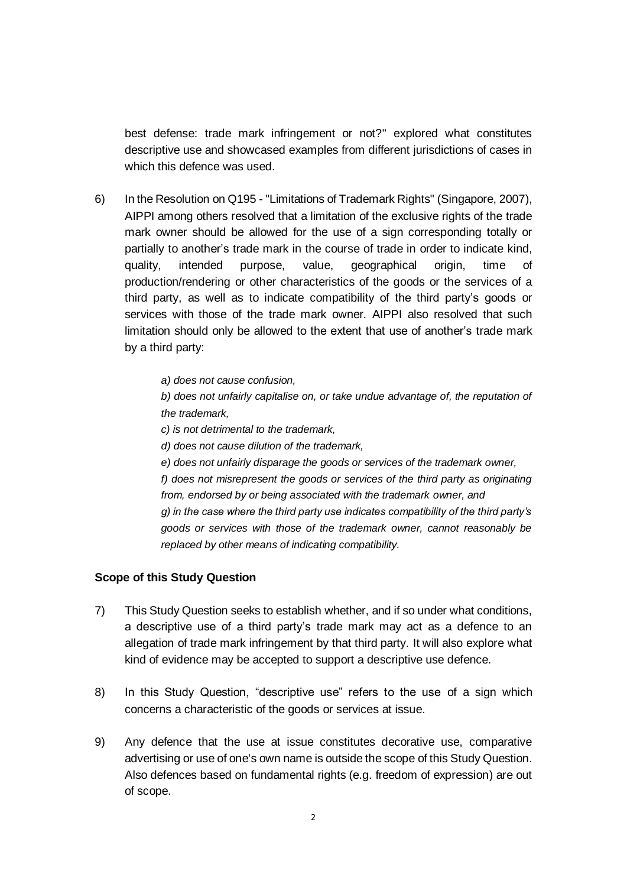best defense: trade mark infringement or not?" explored what constitutes descriptive use and showcased examples from different jurisdictions of cases in which this defence was used.

6) In the Resolution on Q195 - "Limitations of Trademark Rights" (Singapore, 2007), AIPPI among others resolved that a limitation of the exclusive rights of the trade mark owner should be allowed for the use of a sign corresponding totally or partially to another's trade mark in the course of trade in order to indicate kind, quality, intended purpose, value, geographical origin, time of production/rendering or other characteristics of the goods or the services of a third party, as well as to indicate compatibility of the third party's goods or services with those of the trade mark owner. AIPPI also resolved that such limitation should only be allowed to the extent that use of another's trade mark by a third party:

   *a) does not cause confusion,*

   *b) does not unfairly capitalise on, or take undue advantage of, the reputation of the trademark,*

   *c) is not detrimental to the trademark,*

   *d) does not cause dilution of the trademark,*

   *e) does not unfairly disparage the goods or services of the trademark owner,*

   *f) does not misrepresent the goods or services of the third party as originating from, endorsed by or being associated with the trademark owner, and*

   *g) in the case where the third party use indicates compatibility of the third party's goods or services with those of the trademark owner, cannot reasonably be replaced by other means of indicating compatibility.*

**Scope of this Study Question**

7) This Study Question seeks to establish whether, and if so under what conditions, a descriptive use of a third party's trade mark may act as a defence to an allegation of trade mark infringement by that third party. It will also explore what kind of evidence may be accepted to support a descriptive use defence.

8) In this Study Question, "descriptive use" refers to the use of a sign which concerns a characteristic of the goods or services at issue.

9) Any defence that the use at issue constitutes decorative use, comparative advertising or use of one's own name is outside the scope of this Study Question. Also defences based on fundamental rights (e.g. freedom of expression) are out of scope.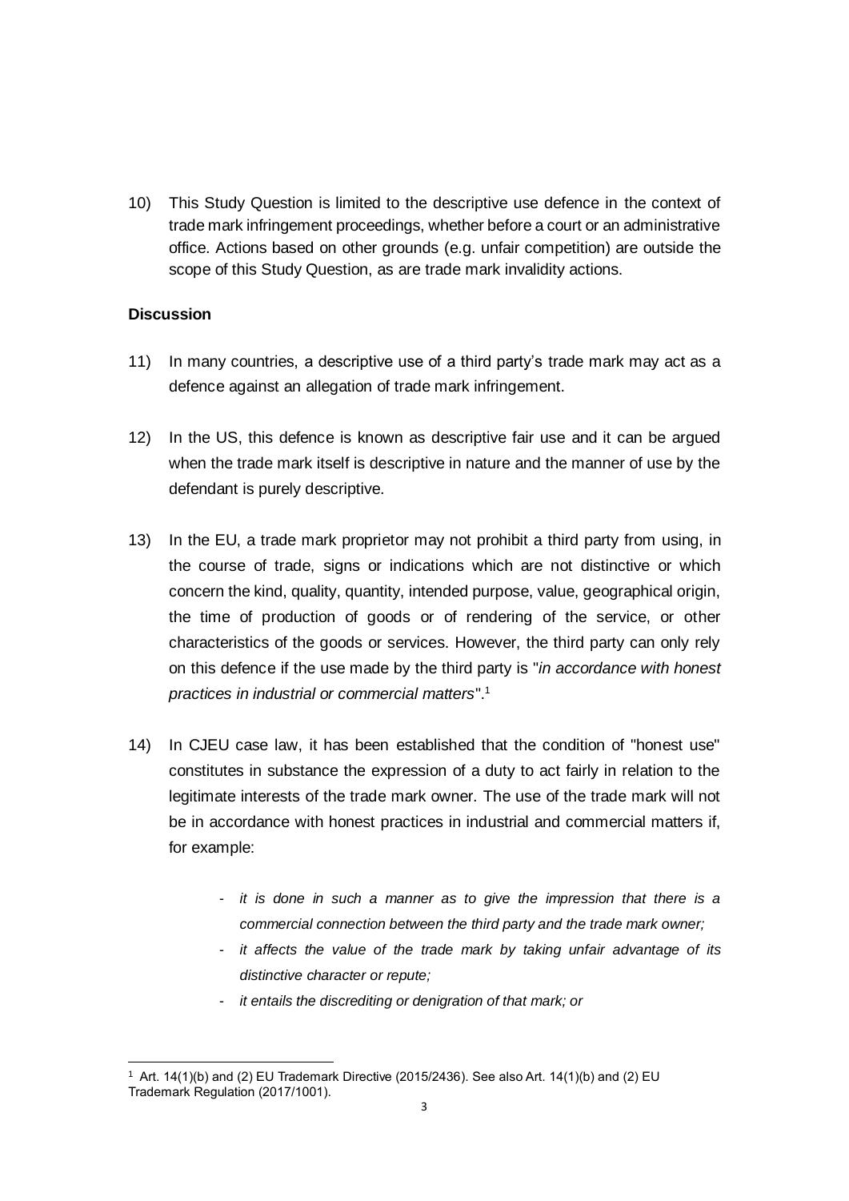10) This Study Question is limited to the descriptive use defence in the context of trade mark infringement proceedings, whether before a court or an administrative office. Actions based on other grounds (e.g. unfair competition) are outside the scope of this Study Question, as are trade mark invalidity actions.

**Discussion**

11) In many countries, a descriptive use of a third party's trade mark may act as a defence against an allegation of trade mark infringement.

12) In the US, this defence is known as descriptive fair use and it can be argued when the trade mark itself is descriptive in nature and the manner of use by the defendant is purely descriptive.

13) In the EU, a trade mark proprietor may not prohibit a third party from using, in the course of trade, signs or indications which are not distinctive or which concern the kind, quality, quantity, intended purpose, value, geographical origin, the time of production of goods or of rendering of the service, or other characteristics of the goods or services. However, the third party can only rely on this defence if the use made by the third party is "*in accordance with honest practices in industrial or commercial matters*".[1]

14) In CJEU case law, it has been established that the condition of "honest use" constitutes in substance the expression of a duty to act fairly in relation to the legitimate interests of the trade mark owner. The use of the trade mark will not be in accordance with honest practices in industrial and commercial matters if, for example:

- *it is done in such a manner as to give the impression that there is a commercial connection between the third party and the trade mark owner;*
- *it affects the value of the trade mark by taking unfair advantage of its distinctive character or repute;*
- *it entails the discrediting or denigration of that mark; or*

[1] Art. 14(1)(b) and (2) EU Trademark Directive (2015/2436). See also Art. 14(1)(b) and (2) EU Trademark Regulation (2017/1001).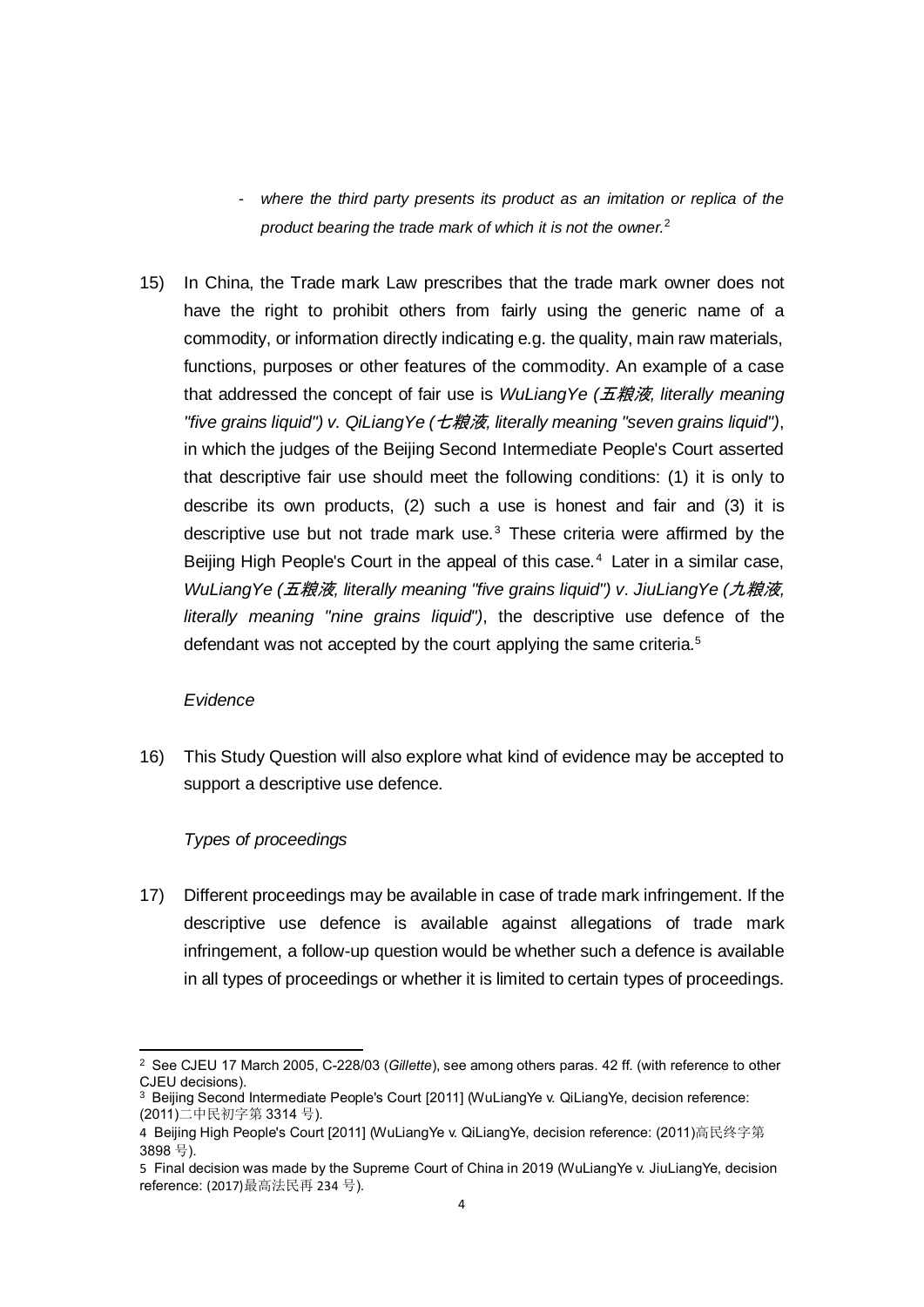- *where the third party presents its product as an imitation or replica of the product bearing the trade mark of which it is not the owner.*[2]

15) In China, the Trade mark Law prescribes that the trade mark owner does not have the right to prohibit others from fairly using the generic name of a commodity, or information directly indicating e.g. the quality, main raw materials, functions, purposes or other features of the commodity. An example of a case that addressed the concept of fair use is *WuLiangYe (五粮液, literally meaning "five grains liquid") v. QiLiangYe (七粮液, literally meaning "seven grains liquid")*, in which the judges of the Beijing Second Intermediate People's Court asserted that descriptive fair use should meet the following conditions: (1) it is only to describe its own products, (2) such a use is honest and fair and (3) it is descriptive use but not trade mark use.[3] These criteria were affirmed by the Beijing High People's Court in the appeal of this case.[4] Later in a similar case, *WuLiangYe (五粮液, literally meaning "five grains liquid") v. JiuLiangYe (九粮液, literally meaning "nine grains liquid")*, the descriptive use defence of the defendant was not accepted by the court applying the same criteria.[5]

*Evidence*

16) This Study Question will also explore what kind of evidence may be accepted to support a descriptive use defence.

*Types of proceedings*

17) Different proceedings may be available in case of trade mark infringement. If the descriptive use defence is available against allegations of trade mark infringement, a follow-up question would be whether such a defence is available in all types of proceedings or whether it is limited to certain types of proceedings.

---

[2] See CJEU 17 March 2005, C-228/03 (*Gillette*), see among others paras. 42 ff. (with reference to other CJEU decisions).

[3] Beijing Second Intermediate People's Court [2011] (WuLiangYe v. QiLiangYe, decision reference: (2011)二中民初字第 3314 号).

[4] Beijing High People's Court [2011] (WuLiangYe v. QiLiangYe, decision reference: (2011)高民终字第 3898 号).

[5] Final decision was made by the Supreme Court of China in 2019 (WuLiangYe v. JiuLiangYe, decision reference: (2017)最高法民再 234 号).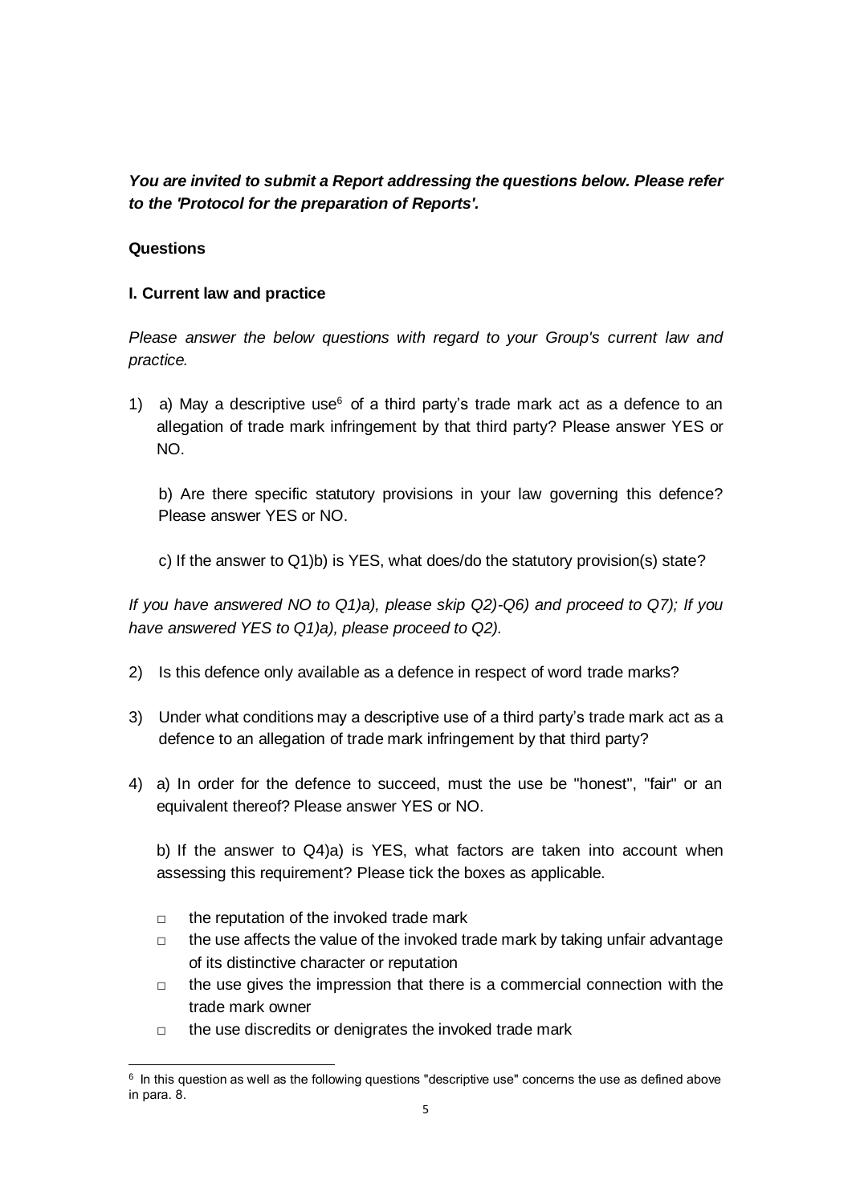***You are invited to submit a Report addressing the questions below. Please refer to the 'Protocol for the preparation of Reports'.***

**Questions**

**I. Current law and practice**

*Please answer the below questions with regard to your Group's current law and practice.*

1) a) May a descriptive use[6] of a third party's trade mark act as a defence to an allegation of trade mark infringement by that third party? Please answer YES or NO.

   b) Are there specific statutory provisions in your law governing this defence? Please answer YES or NO.

   c) If the answer to Q1)b) is YES, what does/do the statutory provision(s) state?

*If you have answered NO to Q1)a), please skip Q2)-Q6) and proceed to Q7); If you have answered YES to Q1)a), please proceed to Q2).*

2) Is this defence only available as a defence in respect of word trade marks?

3) Under what conditions may a descriptive use of a third party's trade mark act as a defence to an allegation of trade mark infringement by that third party?

4) a) In order for the defence to succeed, must the use be "honest", "fair" or an equivalent thereof? Please answer YES or NO.

   b) If the answer to Q4)a) is YES, what factors are taken into account when assessing this requirement? Please tick the boxes as applicable.

   - □ the reputation of the invoked trade mark
   - □ the use affects the value of the invoked trade mark by taking unfair advantage of its distinctive character or reputation
   - □ the use gives the impression that there is a commercial connection with the trade mark owner
   - □ the use discredits or denigrates the invoked trade mark

---

[6] In this question as well as the following questions "descriptive use" concerns the use as defined above in para. 8.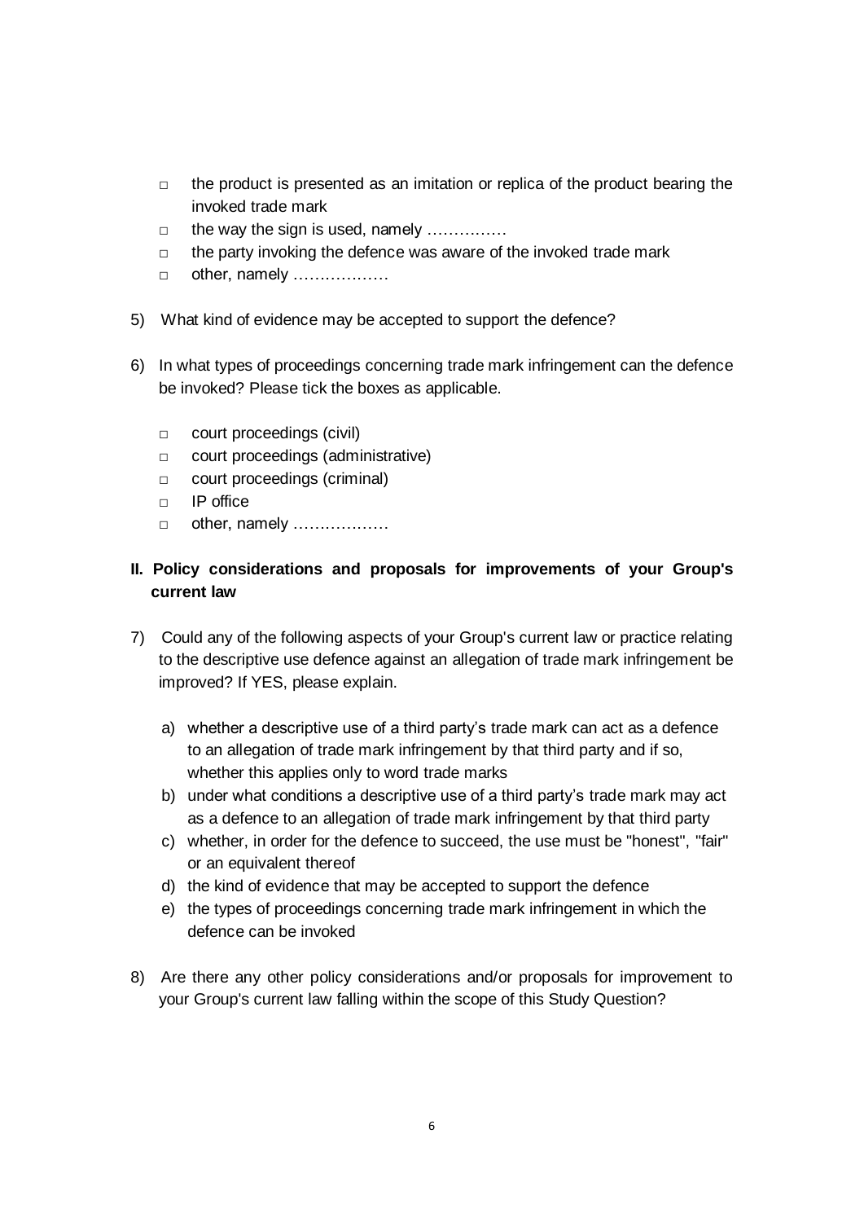- □ the product is presented as an imitation or replica of the product bearing the invoked trade mark
- □ the way the sign is used, namely ……………
- □ the party invoking the defence was aware of the invoked trade mark
- □ other, namely ………………

5) What kind of evidence may be accepted to support the defence?

6) In what types of proceedings concerning trade mark infringement can the defence be invoked? Please tick the boxes as applicable.

- □ court proceedings (civil)
- □ court proceedings (administrative)
- □ court proceedings (criminal)
- □ IP office
- □ other, namely ………………

## II. Policy considerations and proposals for improvements of your Group's current law

7) Could any of the following aspects of your Group's current law or practice relating to the descriptive use defence against an allegation of trade mark infringement be improved? If YES, please explain.

   a) whether a descriptive use of a third party's trade mark can act as a defence to an allegation of trade mark infringement by that third party and if so, whether this applies only to word trade marks
   b) under what conditions a descriptive use of a third party's trade mark may act as a defence to an allegation of trade mark infringement by that third party
   c) whether, in order for the defence to succeed, the use must be "honest", "fair" or an equivalent thereof
   d) the kind of evidence that may be accepted to support the defence
   e) the types of proceedings concerning trade mark infringement in which the defence can be invoked

8) Are there any other policy considerations and/or proposals for improvement to your Group's current law falling within the scope of this Study Question?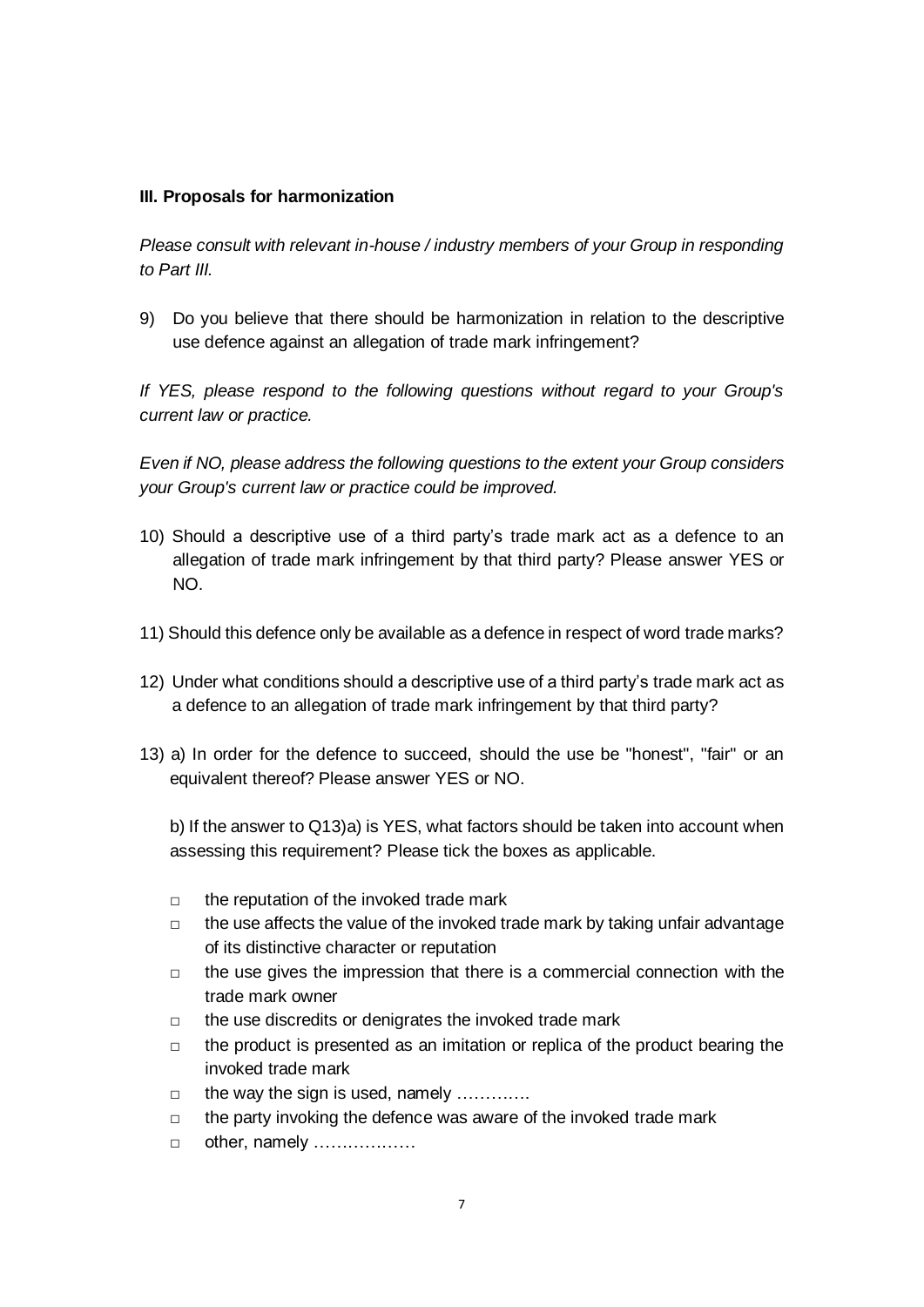**III. Proposals for harmonization**

*Please consult with relevant in-house / industry members of your Group in responding to Part III.*

9) Do you believe that there should be harmonization in relation to the descriptive use defence against an allegation of trade mark infringement?

*If YES, please respond to the following questions without regard to your Group's current law or practice.*

*Even if NO, please address the following questions to the extent your Group considers your Group's current law or practice could be improved.*

10) Should a descriptive use of a third party's trade mark act as a defence to an allegation of trade mark infringement by that third party? Please answer YES or NO.

11) Should this defence only be available as a defence in respect of word trade marks?

12) Under what conditions should a descriptive use of a third party's trade mark act as a defence to an allegation of trade mark infringement by that third party?

13) a) In order for the defence to succeed, should the use be "honest", "fair" or an equivalent thereof? Please answer YES or NO.

b) If the answer to Q13)a) is YES, what factors should be taken into account when assessing this requirement? Please tick the boxes as applicable.

- □ the reputation of the invoked trade mark
- □ the use affects the value of the invoked trade mark by taking unfair advantage of its distinctive character or reputation
- □ the use gives the impression that there is a commercial connection with the trade mark owner
- □ the use discredits or denigrates the invoked trade mark
- □ the product is presented as an imitation or replica of the product bearing the invoked trade mark
- □ the way the sign is used, namely ………….
- □ the party invoking the defence was aware of the invoked trade mark
- □ other, namely ………………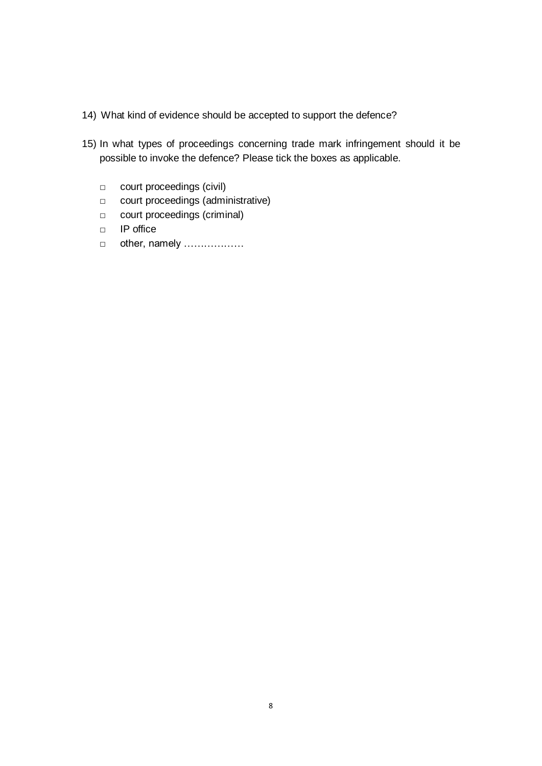14) What kind of evidence should be accepted to support the defence?

15) In what types of proceedings concerning trade mark infringement should it be possible to invoke the defence? Please tick the boxes as applicable.

- □ court proceedings (civil)
- □ court proceedings (administrative)
- □ court proceedings (criminal)
- □ IP office
- □ other, namely ………………